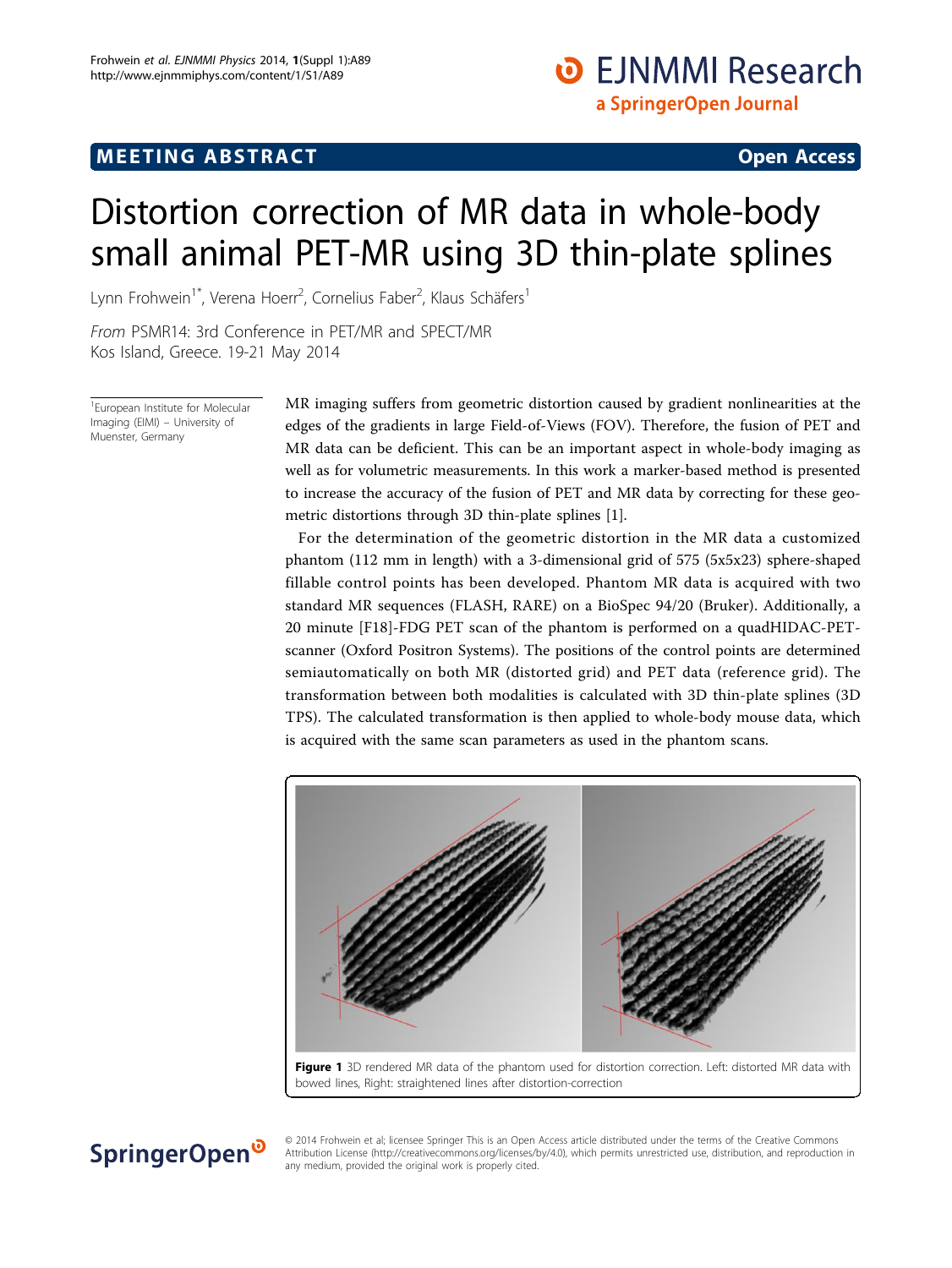MEETING ABSTRACT

Open Access

# Distortion correction of MR data in whole-body small animal PET-MR using 3D thin-plate splines

Lynn Frohwein[1*], Verena Hoerr[2], Cornelius Faber[2], Klaus Schäfers[1]

*From* PSMR14: 3rd Conference in PET/MR and SPECT/MR
Kos Island, Greece. 19-21 May 2014

[1]European Institute for Molecular Imaging (EIMI) – University of Muenster, Germany

MR imaging suffers from geometric distortion caused by gradient nonlinearities at the edges of the gradients in large Field-of-Views (FOV). Therefore, the fusion of PET and MR data can be deficient. This can be an important aspect in whole-body imaging as well as for volumetric measurements. In this work a marker-based method is presented to increase the accuracy of the fusion of PET and MR data by correcting for these geometric distortions through 3D thin-plate splines [1].

For the determination of the geometric distortion in the MR data a customized phantom (112 mm in length) with a 3-dimensional grid of 575 (5x5x23) sphere-shaped fillable control points has been developed. Phantom MR data is acquired with two standard MR sequences (FLASH, RARE) on a BioSpec 94/20 (Bruker). Additionally, a 20 minute [F18]-FDG PET scan of the phantom is performed on a quadHIDAC-PET-scanner (Oxford Positron Systems). The positions of the control points are determined semiautomatically on both MR (distorted grid) and PET data (reference grid). The transformation between both modalities is calculated with 3D thin-plate splines (3D TPS). The calculated transformation is then applied to whole-body mouse data, which is acquired with the same scan parameters as used in the phantom scans.

**Figure 1** 3D rendered MR data of the phantom used for distortion correction. Left: distorted MR data with bowed lines, Right: straightened lines after distortion-correction

© 2014 Frohwein et al; licensee Springer This is an Open Access article distributed under the terms of the Creative Commons Attribution License (http://creativecommons.org/licenses/by/4.0), which permits unrestricted use, distribution, and reproduction in any medium, provided the original work is properly cited.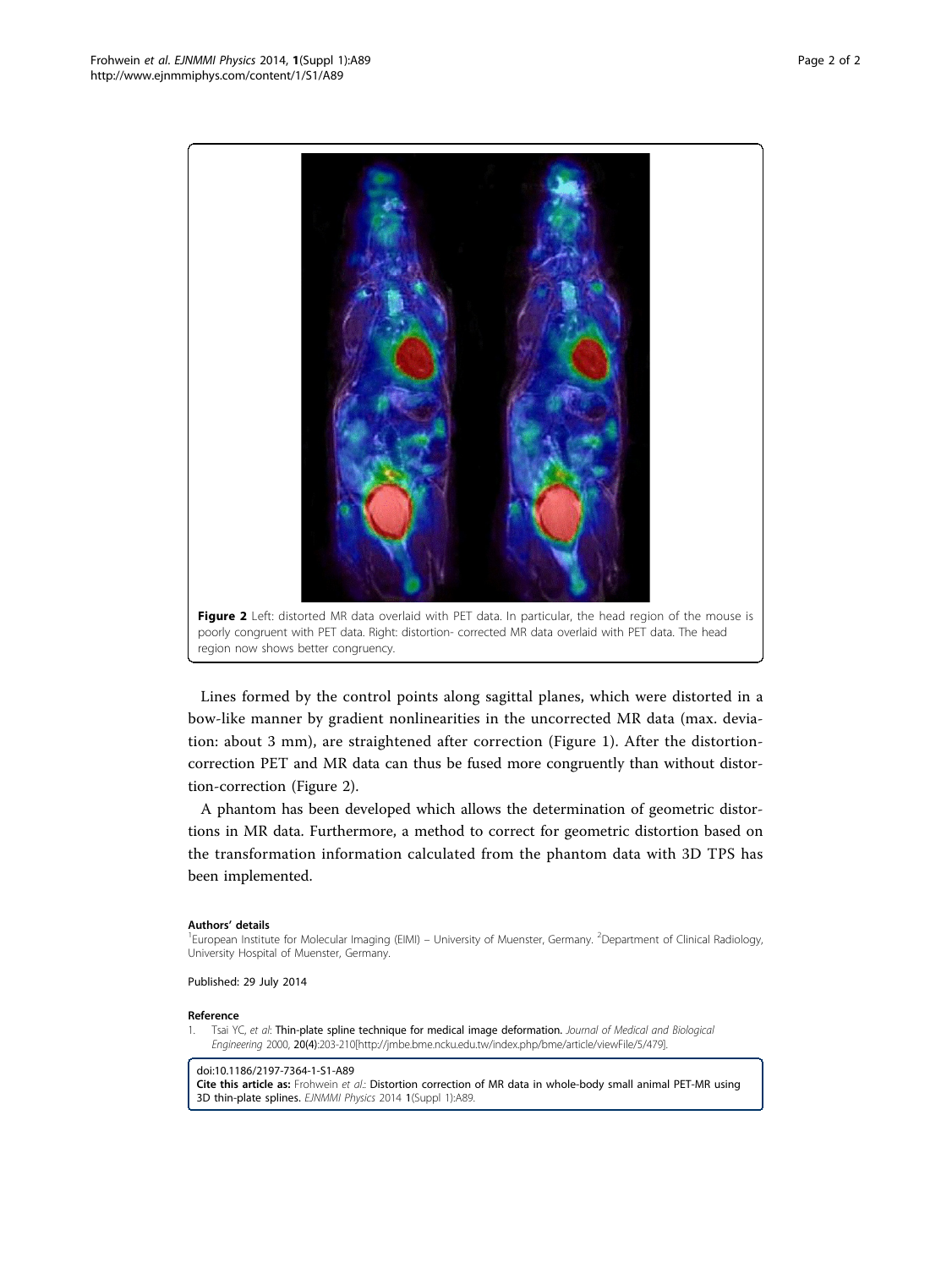**Figure 2** Left: distorted MR data overlaid with PET data. In particular, the head region of the mouse is poorly congruent with PET data. Right: distortion- corrected MR data overlaid with PET data. The head region now shows better congruency.

Lines formed by the control points along sagittal planes, which were distorted in a bow-like manner by gradient nonlinearities in the uncorrected MR data (max. deviation: about 3 mm), are straightened after correction (Figure 1). After the distortion-correction PET and MR data can thus be fused more congruently than without distortion-correction (Figure 2).

A phantom has been developed which allows the determination of geometric distortions in MR data. Furthermore, a method to correct for geometric distortion based on the transformation information calculated from the phantom data with 3D TPS has been implemented.

#### Authors' details

[1]European Institute for Molecular Imaging (EIMI) – University of Muenster, Germany. [2]Department of Clinical Radiology, University Hospital of Muenster, Germany.

Published: 29 July 2014

#### Reference

1. Tsai YC, *et al*: **Thin-plate spline technique for medical image deformation.** *Journal of Medical and Biological Engineering* 2000, **20(4)**:203-210[http://jmbe.bme.ncku.edu.tw/index.php/bme/article/viewFile/5/479].

doi:10.1186/2197-7364-1-S1-A89
**Cite this article as:** Frohwein *et al.*: Distortion correction of MR data in whole-body small animal PET-MR using 3D thin-plate splines. *EJNMMI Physics* 2014 **1**(Suppl 1):A89.